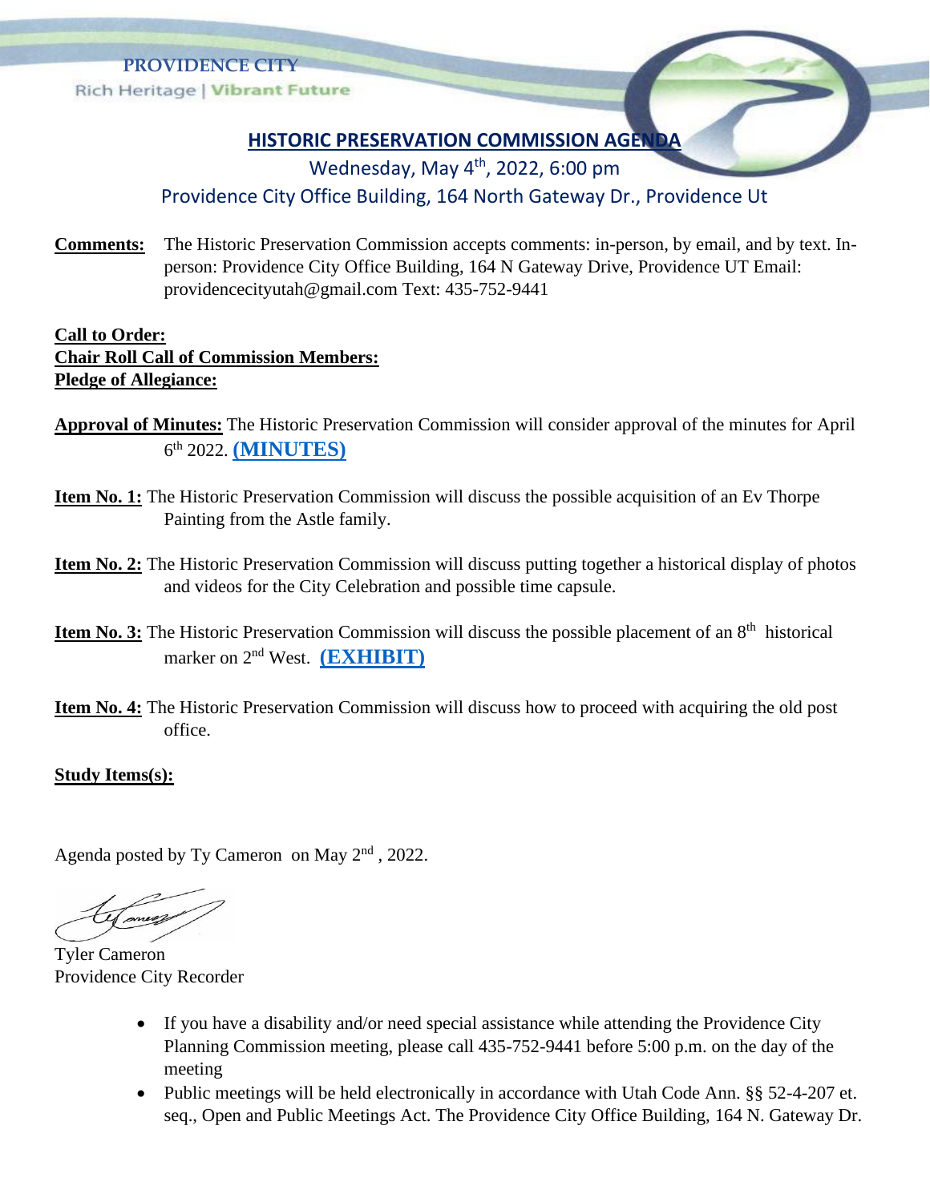PROVIDENCE CITY

Rich Heritage | Vibrant Future

## HISTORIC PRESERVATION COMMISSION AGENDA

Wednesday, May 4th, 2022, 6:00 pm

Providence City Office Building, 164 North Gateway Dr., Providence Ut

**Comments:** The Historic Preservation Commission accepts comments: in-person, by email, and by text. In-person: Providence City Office Building, 164 N Gateway Drive, Providence UT Email: providencecityutah@gmail.com Text: 435-752-9441

**Call to Order:**
**Chair Roll Call of Commission Members:**
**Pledge of Allegiance:**

**Approval of Minutes:** The Historic Preservation Commission will consider approval of the minutes for April 6th 2022. **(MINUTES)**

**Item No. 1:** The Historic Preservation Commission will discuss the possible acquisition of an Ev Thorpe Painting from the Astle family.

**Item No. 2:** The Historic Preservation Commission will discuss putting together a historical display of photos and videos for the City Celebration and possible time capsule.

**Item No. 3:** The Historic Preservation Commission will discuss the possible placement of an 8th historical marker on 2nd West. **(EXHIBIT)**

**Item No. 4:** The Historic Preservation Commission will discuss how to proceed with acquiring the old post office.

**Study Items(s):**

Agenda posted by Ty Cameron on May 2nd , 2022.

Tyler Cameron
Providence City Recorder

- If you have a disability and/or need special assistance while attending the Providence City Planning Commission meeting, please call 435-752-9441 before 5:00 p.m. on the day of the meeting
- Public meetings will be held electronically in accordance with Utah Code Ann. §§ 52-4-207 et. seq., Open and Public Meetings Act. The Providence City Office Building, 164 N. Gateway Dr.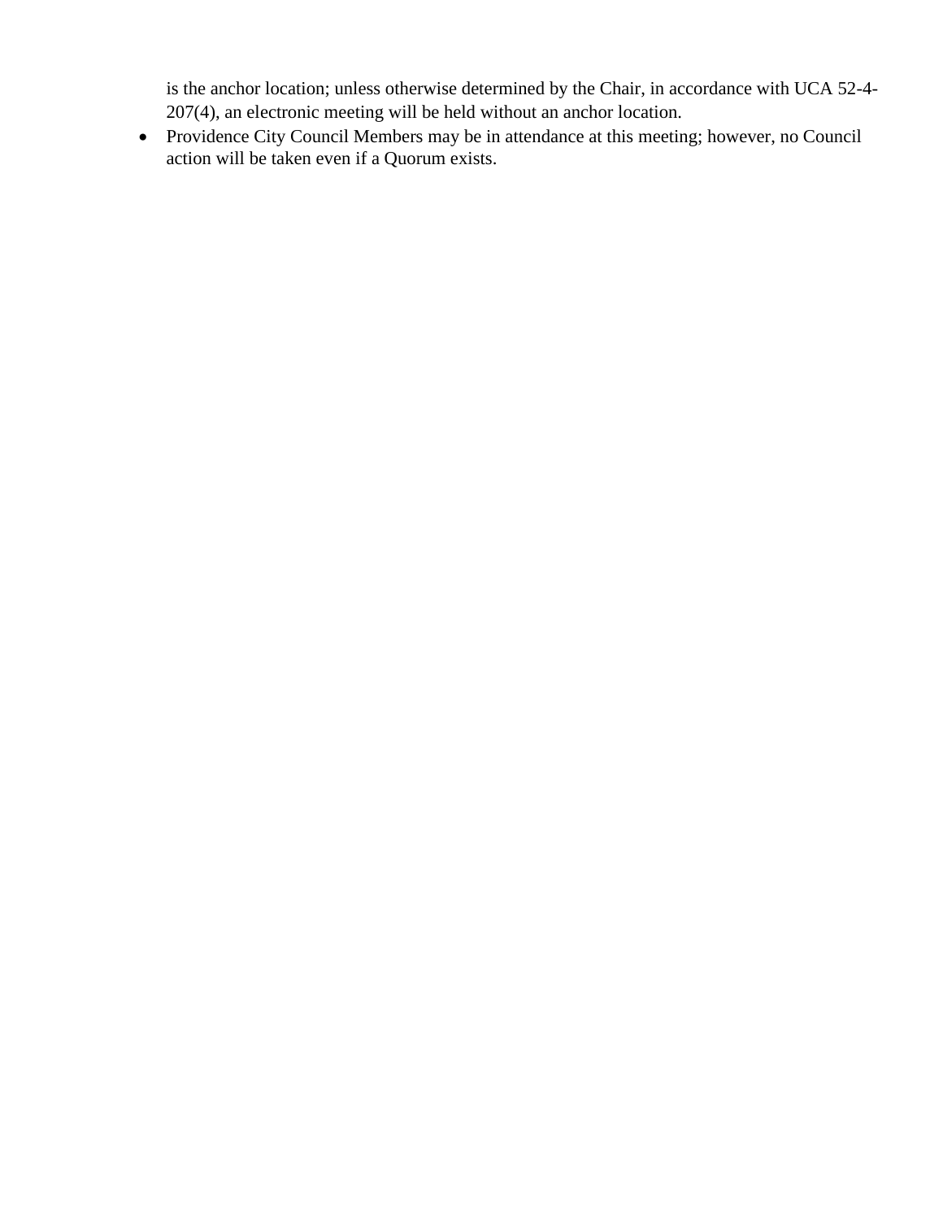is the anchor location; unless otherwise determined by the Chair, in accordance with UCA 52-4-207(4), an electronic meeting will be held without an anchor location.

- Providence City Council Members may be in attendance at this meeting; however, no Council action will be taken even if a Quorum exists.